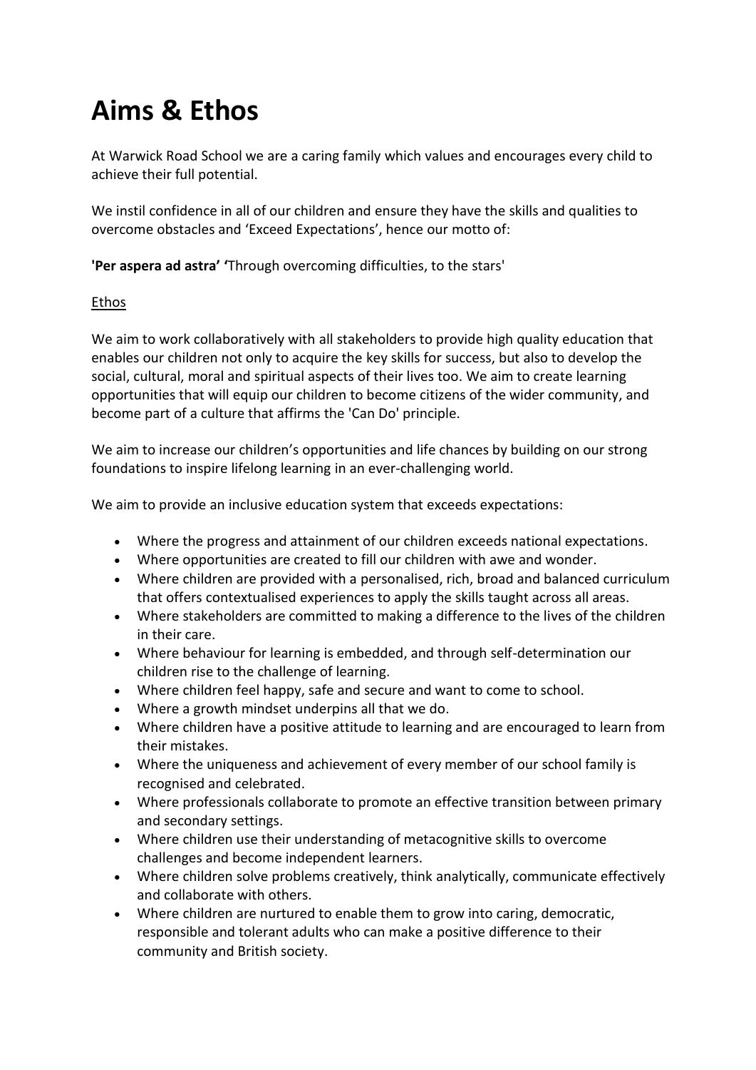# Aims & Ethos

At Warwick Road School we are a caring family which values and encourages every child to achieve their full potential.

We instil confidence in all of our children and ensure they have the skills and qualities to overcome obstacles and 'Exceed Expectations', hence our motto of:

**'Per aspera ad astra'** 'Through overcoming difficulties, to the stars'

<u>Ethos</u>

We aim to work collaboratively with all stakeholders to provide high quality education that enables our children not only to acquire the key skills for success, but also to develop the social, cultural, moral and spiritual aspects of their lives too. We aim to create learning opportunities that will equip our children to become citizens of the wider community, and become part of a culture that affirms the 'Can Do' principle.

We aim to increase our children's opportunities and life chances by building on our strong foundations to inspire lifelong learning in an ever-challenging world.

We aim to provide an inclusive education system that exceeds expectations:

- Where the progress and attainment of our children exceeds national expectations.
- Where opportunities are created to fill our children with awe and wonder.
- Where children are provided with a personalised, rich, broad and balanced curriculum that offers contextualised experiences to apply the skills taught across all areas.
- Where stakeholders are committed to making a difference to the lives of the children in their care.
- Where behaviour for learning is embedded, and through self-determination our children rise to the challenge of learning.
- Where children feel happy, safe and secure and want to come to school.
- Where a growth mindset underpins all that we do.
- Where children have a positive attitude to learning and are encouraged to learn from their mistakes.
- Where the uniqueness and achievement of every member of our school family is recognised and celebrated.
- Where professionals collaborate to promote an effective transition between primary and secondary settings.
- Where children use their understanding of metacognitive skills to overcome challenges and become independent learners.
- Where children solve problems creatively, think analytically, communicate effectively and collaborate with others.
- Where children are nurtured to enable them to grow into caring, democratic, responsible and tolerant adults who can make a positive difference to their community and British society.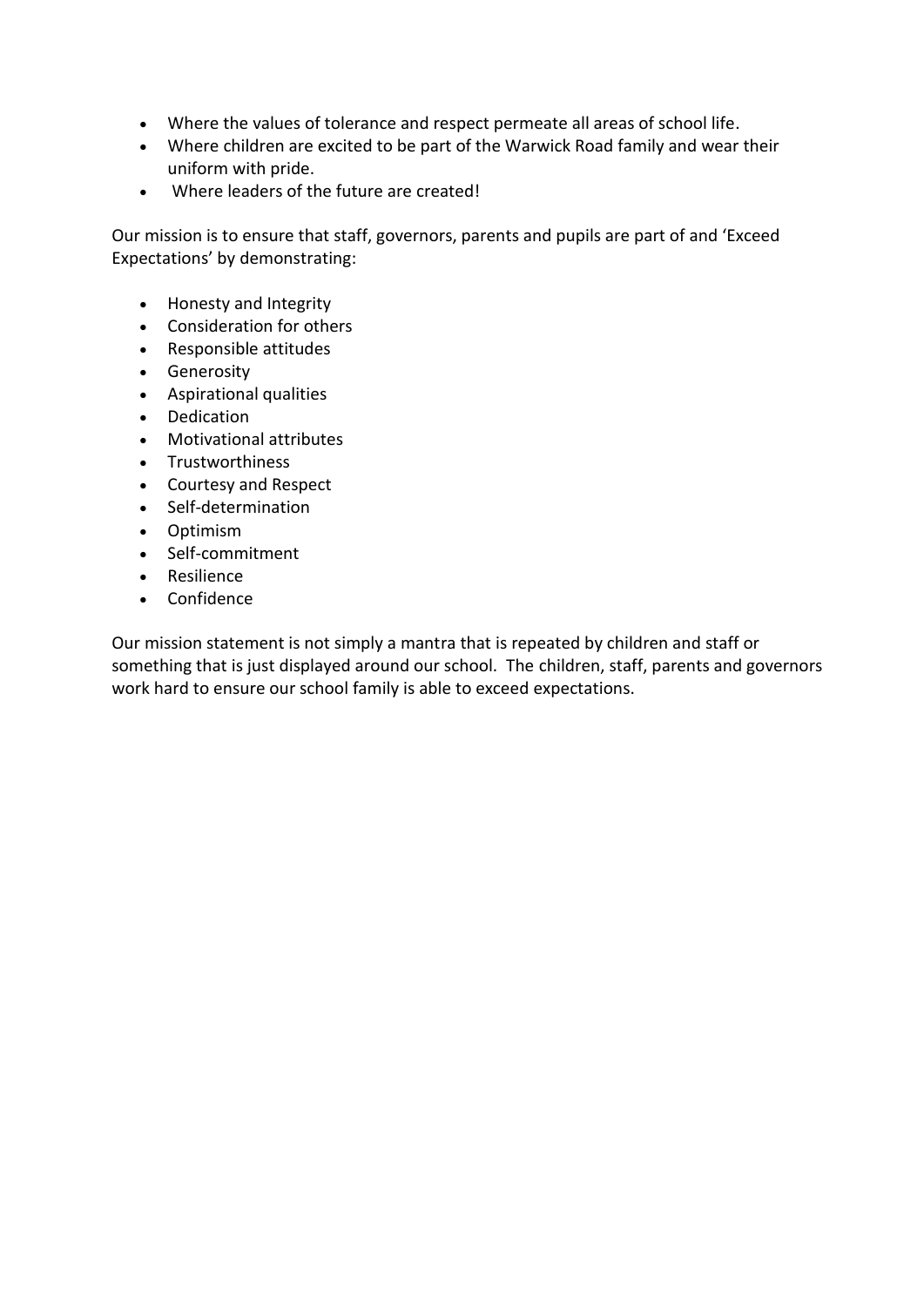- Where the values of tolerance and respect permeate all areas of school life.
- Where children are excited to be part of the Warwick Road family and wear their uniform with pride.
- Where leaders of the future are created!

Our mission is to ensure that staff, governors, parents and pupils are part of and 'Exceed Expectations' by demonstrating:

- Honesty and Integrity
- Consideration for others
- Responsible attitudes
- Generosity
- Aspirational qualities
- Dedication
- Motivational attributes
- Trustworthiness
- Courtesy and Respect
- Self-determination
- Optimism
- Self-commitment
- Resilience
- Confidence

Our mission statement is not simply a mantra that is repeated by children and staff or something that is just displayed around our school. The children, staff, parents and governors work hard to ensure our school family is able to exceed expectations.